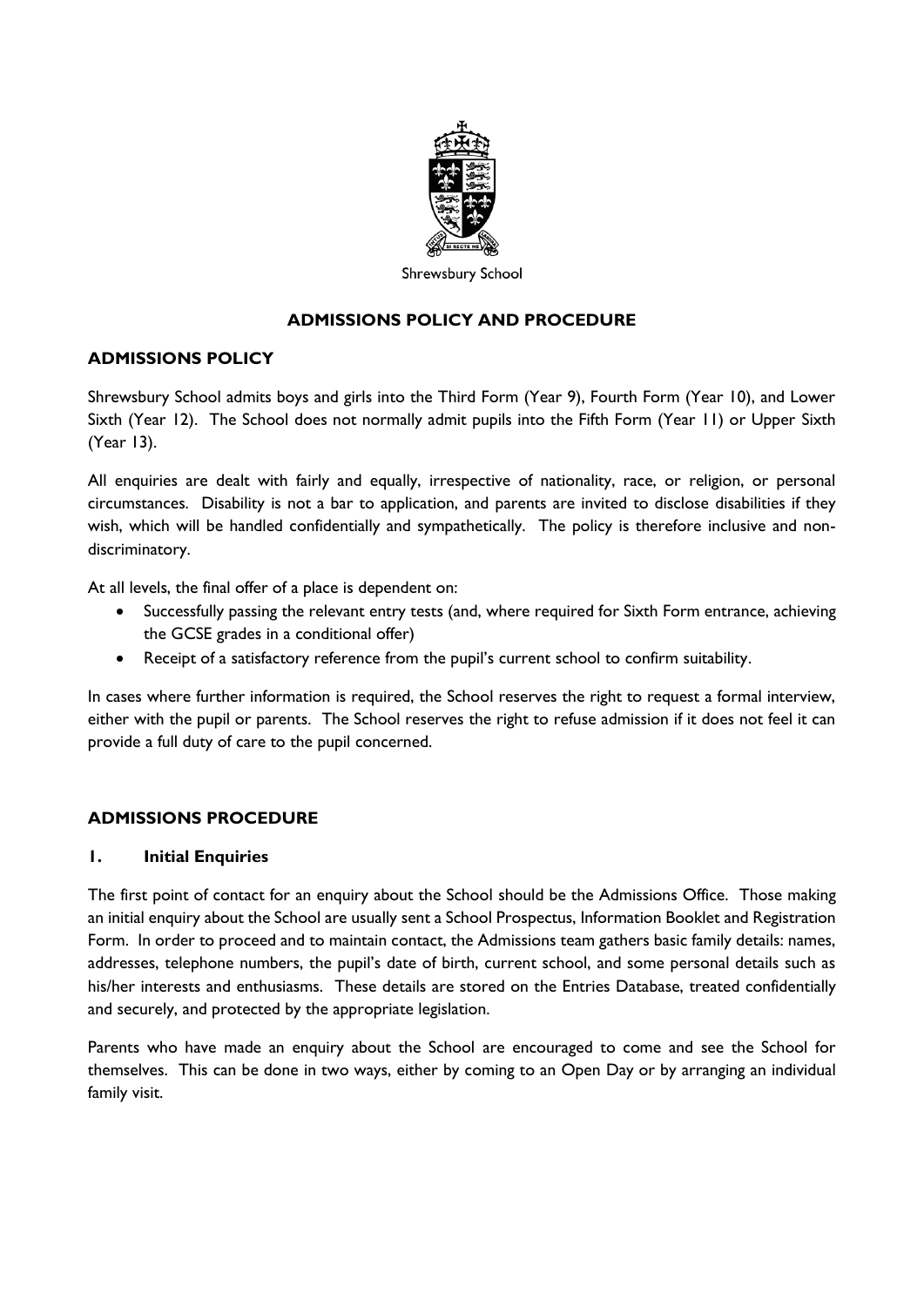Shrewsbury School

# ADMISSIONS POLICY AND PROCEDURE

## ADMISSIONS POLICY

Shrewsbury School admits boys and girls into the Third Form (Year 9), Fourth Form (Year 10), and Lower Sixth (Year 12). The School does not normally admit pupils into the Fifth Form (Year 11) or Upper Sixth (Year 13).

All enquiries are dealt with fairly and equally, irrespective of nationality, race, or religion, or personal circumstances. Disability is not a bar to application, and parents are invited to disclose disabilities if they wish, which will be handled confidentially and sympathetically. The policy is therefore inclusive and non-discriminatory.

At all levels, the final offer of a place is dependent on:

- Successfully passing the relevant entry tests (and, where required for Sixth Form entrance, achieving the GCSE grades in a conditional offer)
- Receipt of a satisfactory reference from the pupil's current school to confirm suitability.

In cases where further information is required, the School reserves the right to request a formal interview, either with the pupil or parents. The School reserves the right to refuse admission if it does not feel it can provide a full duty of care to the pupil concerned.

## ADMISSIONS PROCEDURE

### 1. Initial Enquiries

The first point of contact for an enquiry about the School should be the Admissions Office. Those making an initial enquiry about the School are usually sent a School Prospectus, Information Booklet and Registration Form. In order to proceed and to maintain contact, the Admissions team gathers basic family details: names, addresses, telephone numbers, the pupil's date of birth, current school, and some personal details such as his/her interests and enthusiasms. These details are stored on the Entries Database, treated confidentially and securely, and protected by the appropriate legislation.

Parents who have made an enquiry about the School are encouraged to come and see the School for themselves. This can be done in two ways, either by coming to an Open Day or by arranging an individual family visit.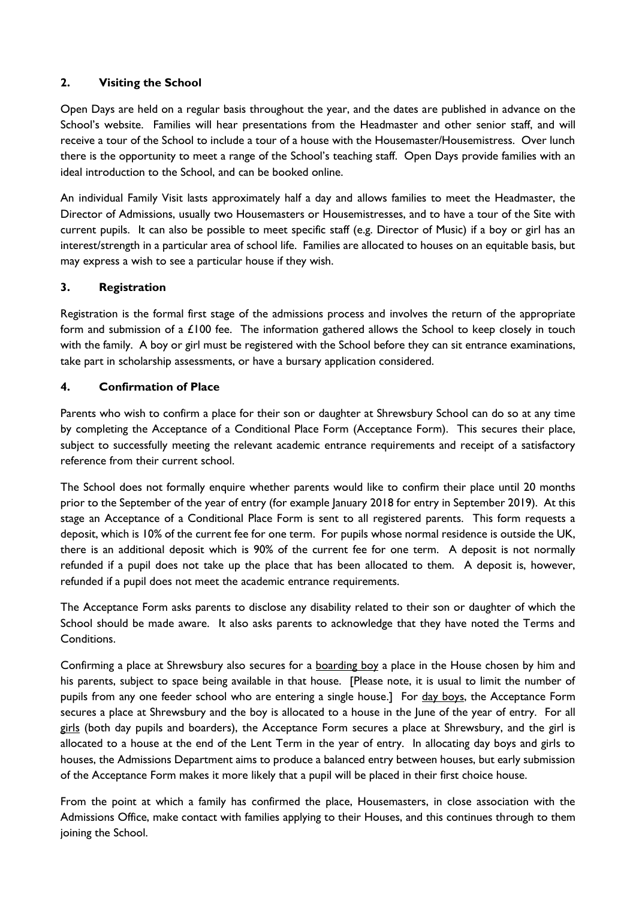## 2. Visiting the School

Open Days are held on a regular basis throughout the year, and the dates are published in advance on the School's website. Families will hear presentations from the Headmaster and other senior staff, and will receive a tour of the School to include a tour of a house with the Housemaster/Housemistress. Over lunch there is the opportunity to meet a range of the School's teaching staff. Open Days provide families with an ideal introduction to the School, and can be booked online.

An individual Family Visit lasts approximately half a day and allows families to meet the Headmaster, the Director of Admissions, usually two Housemasters or Housemistresses, and to have a tour of the Site with current pupils. It can also be possible to meet specific staff (e.g. Director of Music) if a boy or girl has an interest/strength in a particular area of school life. Families are allocated to houses on an equitable basis, but may express a wish to see a particular house if they wish.

## 3. Registration

Registration is the formal first stage of the admissions process and involves the return of the appropriate form and submission of a £100 fee. The information gathered allows the School to keep closely in touch with the family. A boy or girl must be registered with the School before they can sit entrance examinations, take part in scholarship assessments, or have a bursary application considered.

## 4. Confirmation of Place

Parents who wish to confirm a place for their son or daughter at Shrewsbury School can do so at any time by completing the Acceptance of a Conditional Place Form (Acceptance Form). This secures their place, subject to successfully meeting the relevant academic entrance requirements and receipt of a satisfactory reference from their current school.

The School does not formally enquire whether parents would like to confirm their place until 20 months prior to the September of the year of entry (for example January 2018 for entry in September 2019). At this stage an Acceptance of a Conditional Place Form is sent to all registered parents. This form requests a deposit, which is 10% of the current fee for one term. For pupils whose normal residence is outside the UK, there is an additional deposit which is 90% of the current fee for one term. A deposit is not normally refunded if a pupil does not take up the place that has been allocated to them. A deposit is, however, refunded if a pupil does not meet the academic entrance requirements.

The Acceptance Form asks parents to disclose any disability related to their son or daughter of which the School should be made aware. It also asks parents to acknowledge that they have noted the Terms and Conditions.

Confirming a place at Shrewsbury also secures for a <u>boarding boy</u> a place in the House chosen by him and his parents, subject to space being available in that house. [Please note, it is usual to limit the number of pupils from any one feeder school who are entering a single house.] For <u>day boys</u>, the Acceptance Form secures a place at Shrewsbury and the boy is allocated to a house in the June of the year of entry. For all <u>girls</u> (both day pupils and boarders), the Acceptance Form secures a place at Shrewsbury, and the girl is allocated to a house at the end of the Lent Term in the year of entry. In allocating day boys and girls to houses, the Admissions Department aims to produce a balanced entry between houses, but early submission of the Acceptance Form makes it more likely that a pupil will be placed in their first choice house.

From the point at which a family has confirmed the place, Housemasters, in close association with the Admissions Office, make contact with families applying to their Houses, and this continues through to them joining the School.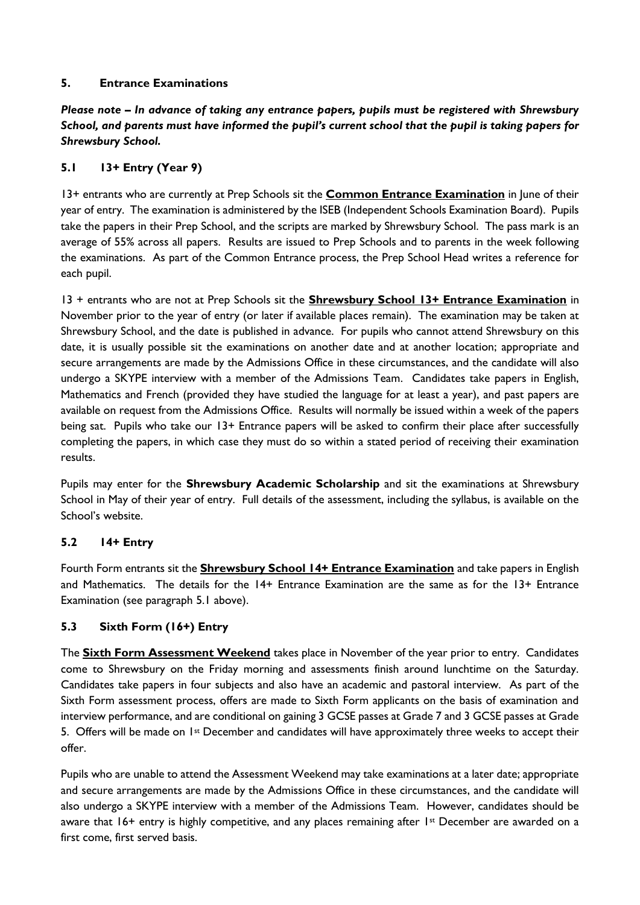## 5. Entrance Examinations

***Please note – In advance of taking any entrance papers, pupils must be registered with Shrewsbury School, and parents must have informed the pupil's current school that the pupil is taking papers for Shrewsbury School.***

### 5.1 13+ Entry (Year 9)

13+ entrants who are currently at Prep Schools sit the **Common Entrance Examination** in June of their year of entry. The examination is administered by the ISEB (Independent Schools Examination Board). Pupils take the papers in their Prep School, and the scripts are marked by Shrewsbury School. The pass mark is an average of 55% across all papers. Results are issued to Prep Schools and to parents in the week following the examinations. As part of the Common Entrance process, the Prep School Head writes a reference for each pupil.

13 + entrants who are not at Prep Schools sit the **Shrewsbury School 13+ Entrance Examination** in November prior to the year of entry (or later if available places remain). The examination may be taken at Shrewsbury School, and the date is published in advance. For pupils who cannot attend Shrewsbury on this date, it is usually possible sit the examinations on another date and at another location; appropriate and secure arrangements are made by the Admissions Office in these circumstances, and the candidate will also undergo a SKYPE interview with a member of the Admissions Team. Candidates take papers in English, Mathematics and French (provided they have studied the language for at least a year), and past papers are available on request from the Admissions Office. Results will normally be issued within a week of the papers being sat. Pupils who take our 13+ Entrance papers will be asked to confirm their place after successfully completing the papers, in which case they must do so within a stated period of receiving their examination results.

Pupils may enter for the **Shrewsbury Academic Scholarship** and sit the examinations at Shrewsbury School in May of their year of entry. Full details of the assessment, including the syllabus, is available on the School's website.

### 5.2 14+ Entry

Fourth Form entrants sit the **Shrewsbury School 14+ Entrance Examination** and take papers in English and Mathematics. The details for the 14+ Entrance Examination are the same as for the 13+ Entrance Examination (see paragraph 5.1 above).

### 5.3 Sixth Form (16+) Entry

The **Sixth Form Assessment Weekend** takes place in November of the year prior to entry. Candidates come to Shrewsbury on the Friday morning and assessments finish around lunchtime on the Saturday. Candidates take papers in four subjects and also have an academic and pastoral interview. As part of the Sixth Form assessment process, offers are made to Sixth Form applicants on the basis of examination and interview performance, and are conditional on gaining 3 GCSE passes at Grade 7 and 3 GCSE passes at Grade 5. Offers will be made on 1st December and candidates will have approximately three weeks to accept their offer.

Pupils who are unable to attend the Assessment Weekend may take examinations at a later date; appropriate and secure arrangements are made by the Admissions Office in these circumstances, and the candidate will also undergo a SKYPE interview with a member of the Admissions Team. However, candidates should be aware that 16+ entry is highly competitive, and any places remaining after 1st December are awarded on a first come, first served basis.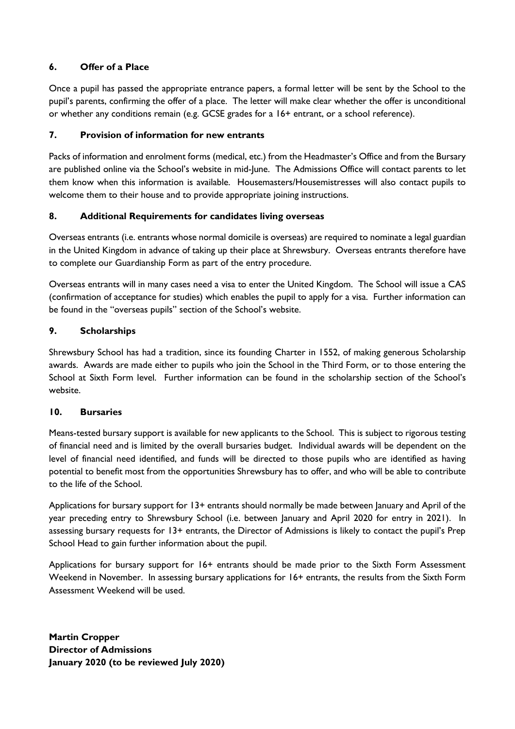## 6. Offer of a Place

Once a pupil has passed the appropriate entrance papers, a formal letter will be sent by the School to the pupil's parents, confirming the offer of a place. The letter will make clear whether the offer is unconditional or whether any conditions remain (e.g. GCSE grades for a 16+ entrant, or a school reference).

## 7. Provision of information for new entrants

Packs of information and enrolment forms (medical, etc.) from the Headmaster's Office and from the Bursary are published online via the School's website in mid-June. The Admissions Office will contact parents to let them know when this information is available. Housemasters/Housemistresses will also contact pupils to welcome them to their house and to provide appropriate joining instructions.

## 8. Additional Requirements for candidates living overseas

Overseas entrants (i.e. entrants whose normal domicile is overseas) are required to nominate a legal guardian in the United Kingdom in advance of taking up their place at Shrewsbury. Overseas entrants therefore have to complete our Guardianship Form as part of the entry procedure.

Overseas entrants will in many cases need a visa to enter the United Kingdom. The School will issue a CAS (confirmation of acceptance for studies) which enables the pupil to apply for a visa. Further information can be found in the "overseas pupils" section of the School's website.

## 9. Scholarships

Shrewsbury School has had a tradition, since its founding Charter in 1552, of making generous Scholarship awards. Awards are made either to pupils who join the School in the Third Form, or to those entering the School at Sixth Form level. Further information can be found in the scholarship section of the School's website.

## 10. Bursaries

Means-tested bursary support is available for new applicants to the School. This is subject to rigorous testing of financial need and is limited by the overall bursaries budget. Individual awards will be dependent on the level of financial need identified, and funds will be directed to those pupils who are identified as having potential to benefit most from the opportunities Shrewsbury has to offer, and who will be able to contribute to the life of the School.

Applications for bursary support for 13+ entrants should normally be made between January and April of the year preceding entry to Shrewsbury School (i.e. between January and April 2020 for entry in 2021). In assessing bursary requests for 13+ entrants, the Director of Admissions is likely to contact the pupil's Prep School Head to gain further information about the pupil.

Applications for bursary support for 16+ entrants should be made prior to the Sixth Form Assessment Weekend in November. In assessing bursary applications for 16+ entrants, the results from the Sixth Form Assessment Weekend will be used.

**Martin Cropper**
**Director of Admissions**
**January 2020 (to be reviewed July 2020)**